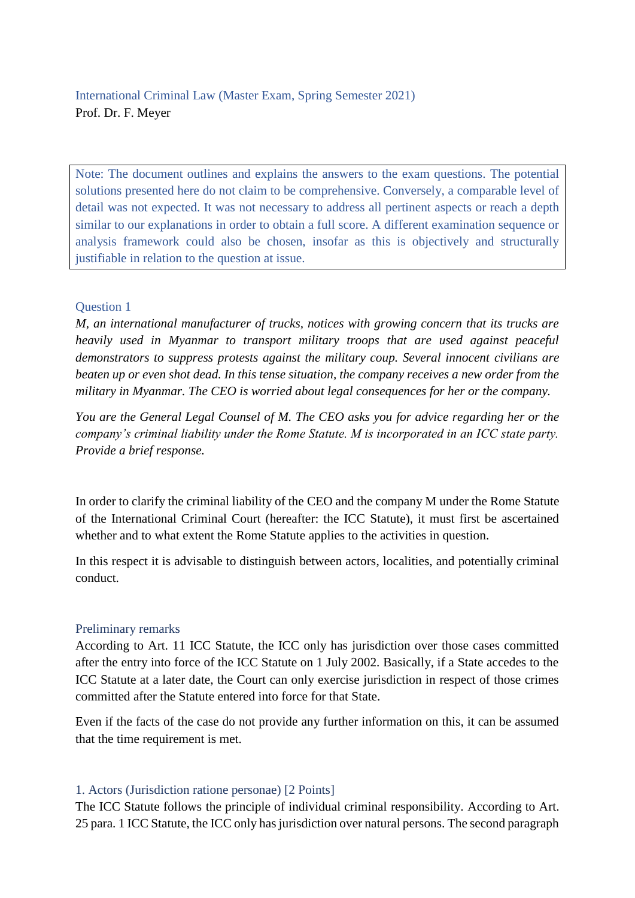International Criminal Law (Master Exam, Spring Semester 2021)
Prof. Dr. F. Meyer

> Note: The document outlines and explains the answers to the exam questions. The potential solutions presented here do not claim to be comprehensive. Conversely, a comparable level of detail was not expected. It was not necessary to address all pertinent aspects or reach a depth similar to our explanations in order to obtain a full score. A different examination sequence or analysis framework could also be chosen, insofar as this is objectively and structurally justifiable in relation to the question at issue.

## Question 1

*M, an international manufacturer of trucks, notices with growing concern that its trucks are heavily used in Myanmar to transport military troops that are used against peaceful demonstrators to suppress protests against the military coup. Several innocent civilians are beaten up or even shot dead. In this tense situation, the company receives a new order from the military in Myanmar. The CEO is worried about legal consequences for her or the company.*

*You are the General Legal Counsel of M. The CEO asks you for advice regarding her or the company's criminal liability under the Rome Statute. M is incorporated in an ICC state party. Provide a brief response.*

In order to clarify the criminal liability of the CEO and the company M under the Rome Statute of the International Criminal Court (hereafter: the ICC Statute), it must first be ascertained whether and to what extent the Rome Statute applies to the activities in question.

In this respect it is advisable to distinguish between actors, localities, and potentially criminal conduct.

### Preliminary remarks

According to Art. 11 ICC Statute, the ICC only has jurisdiction over those cases committed after the entry into force of the ICC Statute on 1 July 2002. Basically, if a State accedes to the ICC Statute at a later date, the Court can only exercise jurisdiction in respect of those crimes committed after the Statute entered into force for that State.

Even if the facts of the case do not provide any further information on this, it can be assumed that the time requirement is met.

### 1. Actors (Jurisdiction ratione personae) [2 Points]

The ICC Statute follows the principle of individual criminal responsibility. According to Art. 25 para. 1 ICC Statute, the ICC only has jurisdiction over natural persons. The second paragraph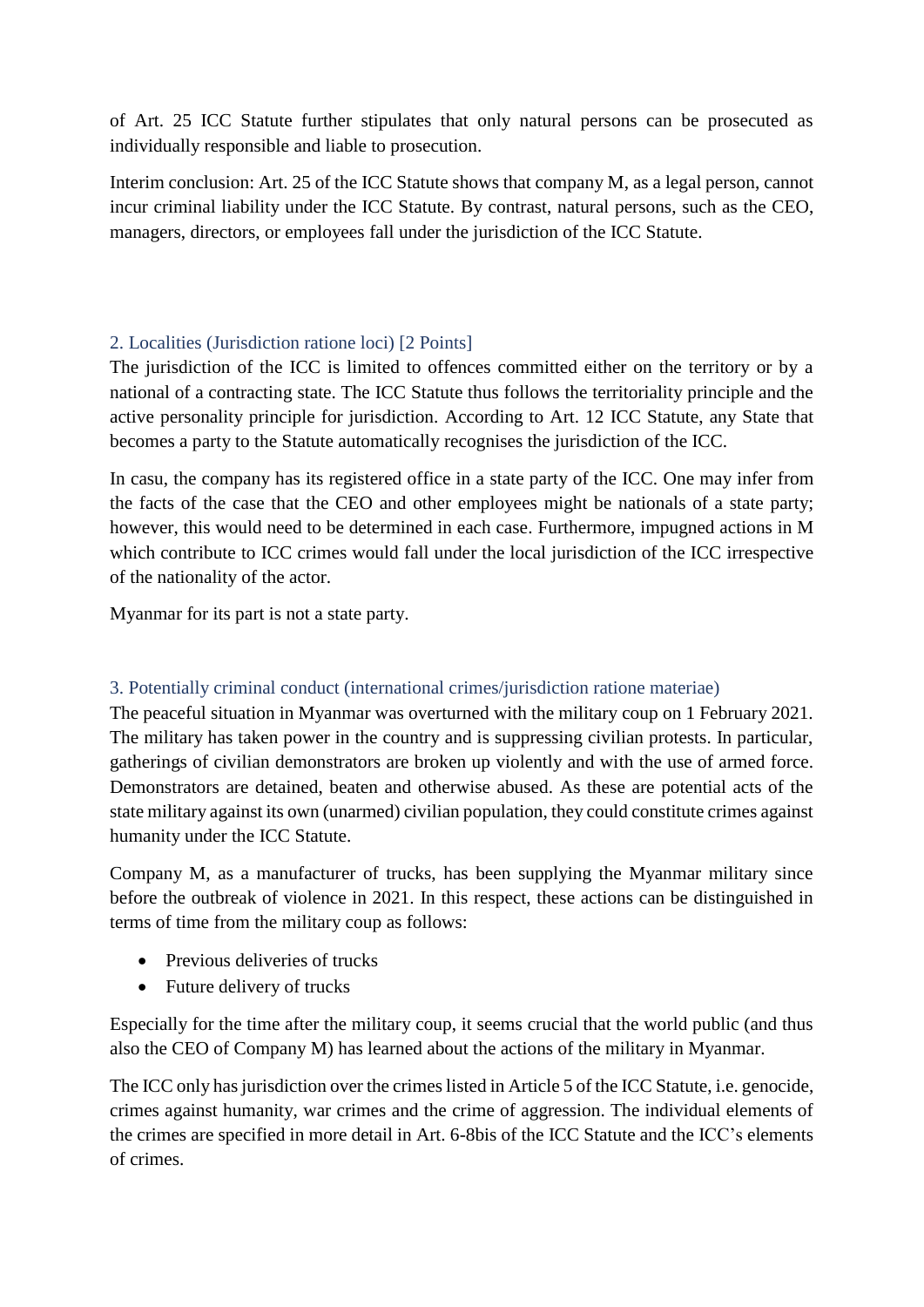of Art. 25 ICC Statute further stipulates that only natural persons can be prosecuted as individually responsible and liable to prosecution.

Interim conclusion: Art. 25 of the ICC Statute shows that company M, as a legal person, cannot incur criminal liability under the ICC Statute. By contrast, natural persons, such as the CEO, managers, directors, or employees fall under the jurisdiction of the ICC Statute.

### 2. Localities (Jurisdiction ratione loci) [2 Points]

The jurisdiction of the ICC is limited to offences committed either on the territory or by a national of a contracting state. The ICC Statute thus follows the territoriality principle and the active personality principle for jurisdiction. According to Art. 12 ICC Statute, any State that becomes a party to the Statute automatically recognises the jurisdiction of the ICC.

In casu, the company has its registered office in a state party of the ICC. One may infer from the facts of the case that the CEO and other employees might be nationals of a state party; however, this would need to be determined in each case. Furthermore, impugned actions in M which contribute to ICC crimes would fall under the local jurisdiction of the ICC irrespective of the nationality of the actor.

Myanmar for its part is not a state party.

### 3. Potentially criminal conduct (international crimes/jurisdiction ratione materiae)

The peaceful situation in Myanmar was overturned with the military coup on 1 February 2021. The military has taken power in the country and is suppressing civilian protests. In particular, gatherings of civilian demonstrators are broken up violently and with the use of armed force. Demonstrators are detained, beaten and otherwise abused. As these are potential acts of the state military against its own (unarmed) civilian population, they could constitute crimes against humanity under the ICC Statute.

Company M, as a manufacturer of trucks, has been supplying the Myanmar military since before the outbreak of violence in 2021. In this respect, these actions can be distinguished in terms of time from the military coup as follows:

- Previous deliveries of trucks
- Future delivery of trucks

Especially for the time after the military coup, it seems crucial that the world public (and thus also the CEO of Company M) has learned about the actions of the military in Myanmar.

The ICC only has jurisdiction over the crimes listed in Article 5 of the ICC Statute, i.e. genocide, crimes against humanity, war crimes and the crime of aggression. The individual elements of the crimes are specified in more detail in Art. 6-8bis of the ICC Statute and the ICC's elements of crimes.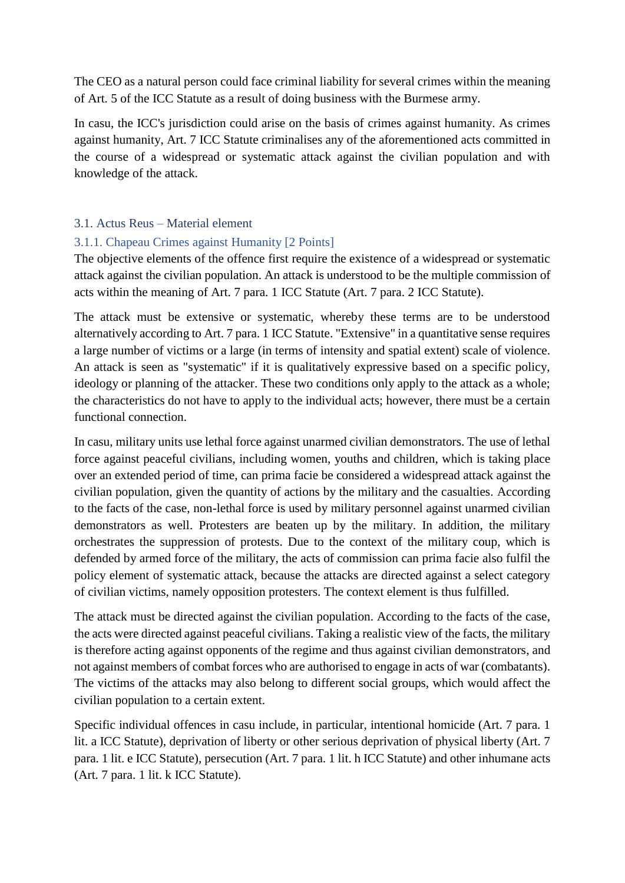The CEO as a natural person could face criminal liability for several crimes within the meaning of Art. 5 of the ICC Statute as a result of doing business with the Burmese army.

In casu, the ICC's jurisdiction could arise on the basis of crimes against humanity. As crimes against humanity, Art. 7 ICC Statute criminalises any of the aforementioned acts committed in the course of a widespread or systematic attack against the civilian population and with knowledge of the attack.

## 3.1. Actus Reus – Material element

### 3.1.1. Chapeau Crimes against Humanity [2 Points]

The objective elements of the offence first require the existence of a widespread or systematic attack against the civilian population. An attack is understood to be the multiple commission of acts within the meaning of Art. 7 para. 1 ICC Statute (Art. 7 para. 2 ICC Statute).

The attack must be extensive or systematic, whereby these terms are to be understood alternatively according to Art. 7 para. 1 ICC Statute. "Extensive" in a quantitative sense requires a large number of victims or a large (in terms of intensity and spatial extent) scale of violence. An attack is seen as "systematic" if it is qualitatively expressive based on a specific policy, ideology or planning of the attacker. These two conditions only apply to the attack as a whole; the characteristics do not have to apply to the individual acts; however, there must be a certain functional connection.

In casu, military units use lethal force against unarmed civilian demonstrators. The use of lethal force against peaceful civilians, including women, youths and children, which is taking place over an extended period of time, can prima facie be considered a widespread attack against the civilian population, given the quantity of actions by the military and the casualties. According to the facts of the case, non-lethal force is used by military personnel against unarmed civilian demonstrators as well. Protesters are beaten up by the military. In addition, the military orchestrates the suppression of protests. Due to the context of the military coup, which is defended by armed force of the military, the acts of commission can prima facie also fulfil the policy element of systematic attack, because the attacks are directed against a select category of civilian victims, namely opposition protesters. The context element is thus fulfilled.

The attack must be directed against the civilian population. According to the facts of the case, the acts were directed against peaceful civilians. Taking a realistic view of the facts, the military is therefore acting against opponents of the regime and thus against civilian demonstrators, and not against members of combat forces who are authorised to engage in acts of war (combatants). The victims of the attacks may also belong to different social groups, which would affect the civilian population to a certain extent.

Specific individual offences in casu include, in particular, intentional homicide (Art. 7 para. 1 lit. a ICC Statute), deprivation of liberty or other serious deprivation of physical liberty (Art. 7 para. 1 lit. e ICC Statute), persecution (Art. 7 para. 1 lit. h ICC Statute) and other inhumane acts (Art. 7 para. 1 lit. k ICC Statute).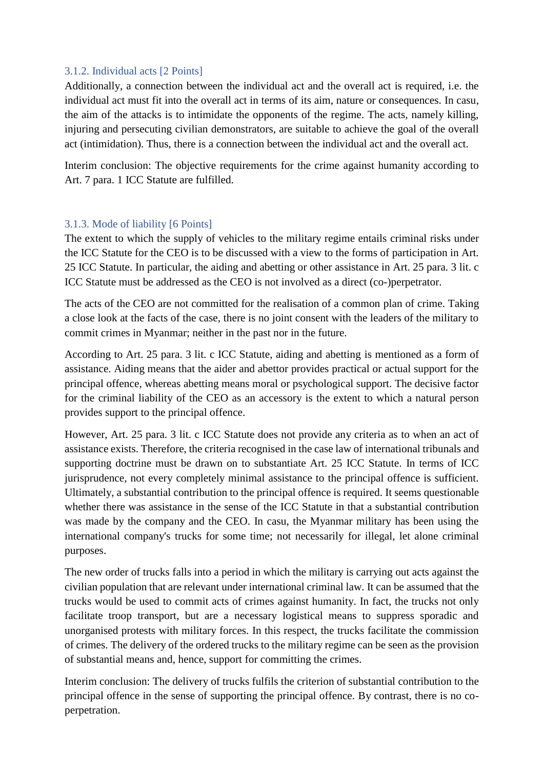#### 3.1.2. Individual acts [2 Points]

Additionally, a connection between the individual act and the overall act is required, i.e. the individual act must fit into the overall act in terms of its aim, nature or consequences. In casu, the aim of the attacks is to intimidate the opponents of the regime. The acts, namely killing, injuring and persecuting civilian demonstrators, are suitable to achieve the goal of the overall act (intimidation). Thus, there is a connection between the individual act and the overall act.

Interim conclusion: The objective requirements for the crime against humanity according to Art. 7 para. 1 ICC Statute are fulfilled.

#### 3.1.3. Mode of liability [6 Points]

The extent to which the supply of vehicles to the military regime entails criminal risks under the ICC Statute for the CEO is to be discussed with a view to the forms of participation in Art. 25 ICC Statute. In particular, the aiding and abetting or other assistance in Art. 25 para. 3 lit. c ICC Statute must be addressed as the CEO is not involved as a direct (co-)perpetrator.

The acts of the CEO are not committed for the realisation of a common plan of crime. Taking a close look at the facts of the case, there is no joint consent with the leaders of the military to commit crimes in Myanmar; neither in the past nor in the future.

According to Art. 25 para. 3 lit. c ICC Statute, aiding and abetting is mentioned as a form of assistance. Aiding means that the aider and abettor provides practical or actual support for the principal offence, whereas abetting means moral or psychological support. The decisive factor for the criminal liability of the CEO as an accessory is the extent to which a natural person provides support to the principal offence.

However, Art. 25 para. 3 lit. c ICC Statute does not provide any criteria as to when an act of assistance exists. Therefore, the criteria recognised in the case law of international tribunals and supporting doctrine must be drawn on to substantiate Art. 25 ICC Statute. In terms of ICC jurisprudence, not every completely minimal assistance to the principal offence is sufficient. Ultimately, a substantial contribution to the principal offence is required. It seems questionable whether there was assistance in the sense of the ICC Statute in that a substantial contribution was made by the company and the CEO. In casu, the Myanmar military has been using the international company's trucks for some time; not necessarily for illegal, let alone criminal purposes.

The new order of trucks falls into a period in which the military is carrying out acts against the civilian population that are relevant under international criminal law. It can be assumed that the trucks would be used to commit acts of crimes against humanity. In fact, the trucks not only facilitate troop transport, but are a necessary logistical means to suppress sporadic and unorganised protests with military forces. In this respect, the trucks facilitate the commission of crimes. The delivery of the ordered trucks to the military regime can be seen as the provision of substantial means and, hence, support for committing the crimes.

Interim conclusion: The delivery of trucks fulfils the criterion of substantial contribution to the principal offence in the sense of supporting the principal offence. By contrast, there is no co-perpetration.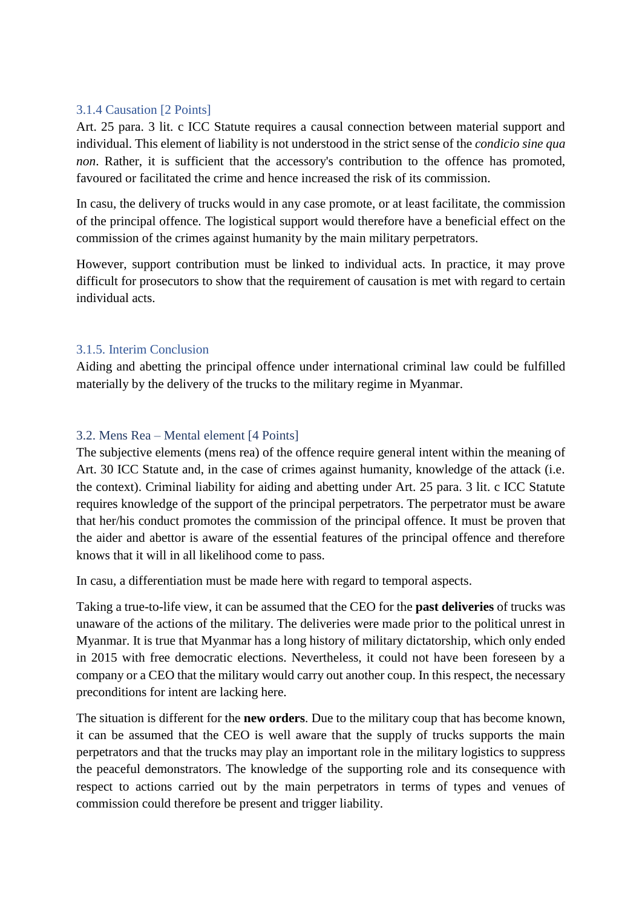### 3.1.4 Causation [2 Points]

Art. 25 para. 3 lit. c ICC Statute requires a causal connection between material support and individual. This element of liability is not understood in the strict sense of the *condicio sine qua non*. Rather, it is sufficient that the accessory's contribution to the offence has promoted, favoured or facilitated the crime and hence increased the risk of its commission.

In casu, the delivery of trucks would in any case promote, or at least facilitate, the commission of the principal offence. The logistical support would therefore have a beneficial effect on the commission of the crimes against humanity by the main military perpetrators.

However, support contribution must be linked to individual acts. In practice, it may prove difficult for prosecutors to show that the requirement of causation is met with regard to certain individual acts.

### 3.1.5. Interim Conclusion

Aiding and abetting the principal offence under international criminal law could be fulfilled materially by the delivery of the trucks to the military regime in Myanmar.

## 3.2. Mens Rea – Mental element [4 Points]

The subjective elements (mens rea) of the offence require general intent within the meaning of Art. 30 ICC Statute and, in the case of crimes against humanity, knowledge of the attack (i.e. the context). Criminal liability for aiding and abetting under Art. 25 para. 3 lit. c ICC Statute requires knowledge of the support of the principal perpetrators. The perpetrator must be aware that her/his conduct promotes the commission of the principal offence. It must be proven that the aider and abettor is aware of the essential features of the principal offence and therefore knows that it will in all likelihood come to pass.

In casu, a differentiation must be made here with regard to temporal aspects.

Taking a true-to-life view, it can be assumed that the CEO for the **past deliveries** of trucks was unaware of the actions of the military. The deliveries were made prior to the political unrest in Myanmar. It is true that Myanmar has a long history of military dictatorship, which only ended in 2015 with free democratic elections. Nevertheless, it could not have been foreseen by a company or a CEO that the military would carry out another coup. In this respect, the necessary preconditions for intent are lacking here.

The situation is different for the **new orders**. Due to the military coup that has become known, it can be assumed that the CEO is well aware that the supply of trucks supports the main perpetrators and that the trucks may play an important role in the military logistics to suppress the peaceful demonstrators. The knowledge of the supporting role and its consequence with respect to actions carried out by the main perpetrators in terms of types and venues of commission could therefore be present and trigger liability.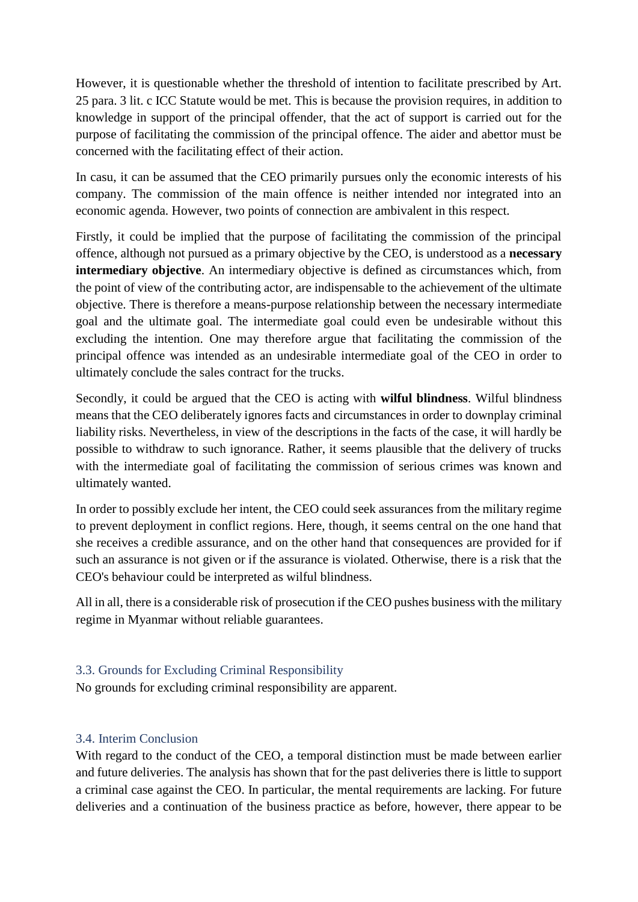However, it is questionable whether the threshold of intention to facilitate prescribed by Art. 25 para. 3 lit. c ICC Statute would be met. This is because the provision requires, in addition to knowledge in support of the principal offender, that the act of support is carried out for the purpose of facilitating the commission of the principal offence. The aider and abettor must be concerned with the facilitating effect of their action.

In casu, it can be assumed that the CEO primarily pursues only the economic interests of his company. The commission of the main offence is neither intended nor integrated into an economic agenda. However, two points of connection are ambivalent in this respect.

Firstly, it could be implied that the purpose of facilitating the commission of the principal offence, although not pursued as a primary objective by the CEO, is understood as a **necessary intermediary objective**. An intermediary objective is defined as circumstances which, from the point of view of the contributing actor, are indispensable to the achievement of the ultimate objective. There is therefore a means-purpose relationship between the necessary intermediate goal and the ultimate goal. The intermediate goal could even be undesirable without this excluding the intention. One may therefore argue that facilitating the commission of the principal offence was intended as an undesirable intermediate goal of the CEO in order to ultimately conclude the sales contract for the trucks.

Secondly, it could be argued that the CEO is acting with **wilful blindness**. Wilful blindness means that the CEO deliberately ignores facts and circumstances in order to downplay criminal liability risks. Nevertheless, in view of the descriptions in the facts of the case, it will hardly be possible to withdraw to such ignorance. Rather, it seems plausible that the delivery of trucks with the intermediate goal of facilitating the commission of serious crimes was known and ultimately wanted.

In order to possibly exclude her intent, the CEO could seek assurances from the military regime to prevent deployment in conflict regions. Here, though, it seems central on the one hand that she receives a credible assurance, and on the other hand that consequences are provided for if such an assurance is not given or if the assurance is violated. Otherwise, there is a risk that the CEO's behaviour could be interpreted as wilful blindness.

All in all, there is a considerable risk of prosecution if the CEO pushes business with the military regime in Myanmar without reliable guarantees.

### 3.3. Grounds for Excluding Criminal Responsibility

No grounds for excluding criminal responsibility are apparent.

### 3.4. Interim Conclusion

With regard to the conduct of the CEO, a temporal distinction must be made between earlier and future deliveries. The analysis has shown that for the past deliveries there is little to support a criminal case against the CEO. In particular, the mental requirements are lacking. For future deliveries and a continuation of the business practice as before, however, there appear to be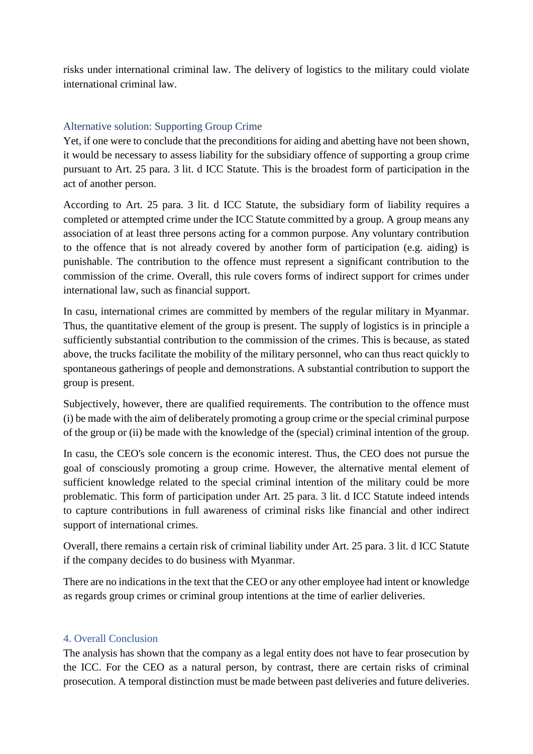risks under international criminal law. The delivery of logistics to the military could violate international criminal law.

### Alternative solution: Supporting Group Crime

Yet, if one were to conclude that the preconditions for aiding and abetting have not been shown, it would be necessary to assess liability for the subsidiary offence of supporting a group crime pursuant to Art. 25 para. 3 lit. d ICC Statute. This is the broadest form of participation in the act of another person.

According to Art. 25 para. 3 lit. d ICC Statute, the subsidiary form of liability requires a completed or attempted crime under the ICC Statute committed by a group. A group means any association of at least three persons acting for a common purpose. Any voluntary contribution to the offence that is not already covered by another form of participation (e.g. aiding) is punishable. The contribution to the offence must represent a significant contribution to the commission of the crime. Overall, this rule covers forms of indirect support for crimes under international law, such as financial support.

In casu, international crimes are committed by members of the regular military in Myanmar. Thus, the quantitative element of the group is present. The supply of logistics is in principle a sufficiently substantial contribution to the commission of the crimes. This is because, as stated above, the trucks facilitate the mobility of the military personnel, who can thus react quickly to spontaneous gatherings of people and demonstrations. A substantial contribution to support the group is present.

Subjectively, however, there are qualified requirements. The contribution to the offence must (i) be made with the aim of deliberately promoting a group crime or the special criminal purpose of the group or (ii) be made with the knowledge of the (special) criminal intention of the group.

In casu, the CEO's sole concern is the economic interest. Thus, the CEO does not pursue the goal of consciously promoting a group crime. However, the alternative mental element of sufficient knowledge related to the special criminal intention of the military could be more problematic. This form of participation under Art. 25 para. 3 lit. d ICC Statute indeed intends to capture contributions in full awareness of criminal risks like financial and other indirect support of international crimes.

Overall, there remains a certain risk of criminal liability under Art. 25 para. 3 lit. d ICC Statute if the company decides to do business with Myanmar.

There are no indications in the text that the CEO or any other employee had intent or knowledge as regards group crimes or criminal group intentions at the time of earlier deliveries.

## 4. Overall Conclusion

The analysis has shown that the company as a legal entity does not have to fear prosecution by the ICC. For the CEO as a natural person, by contrast, there are certain risks of criminal prosecution. A temporal distinction must be made between past deliveries and future deliveries.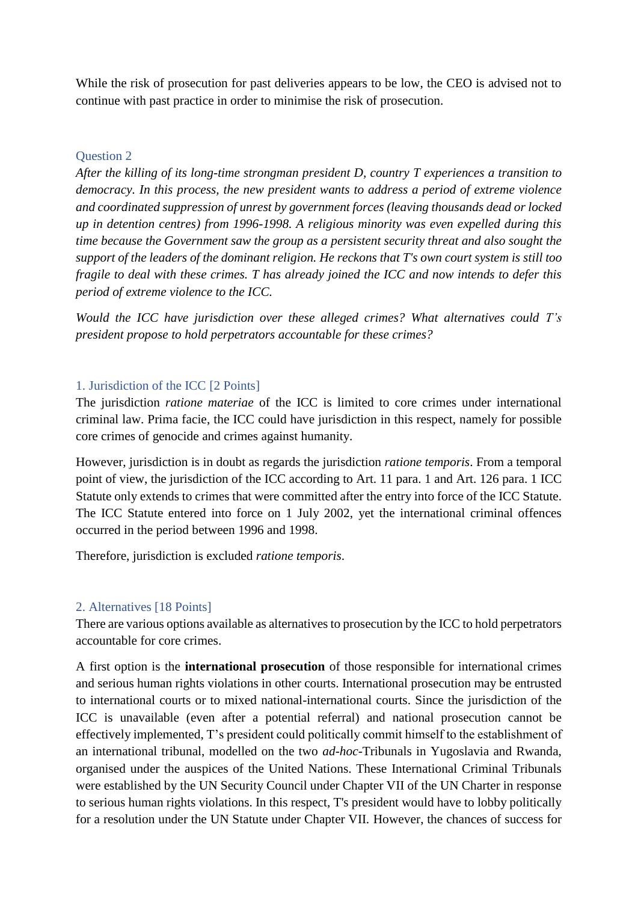While the risk of prosecution for past deliveries appears to be low, the CEO is advised not to continue with past practice in order to minimise the risk of prosecution.

## Question 2

*After the killing of its long-time strongman president D, country T experiences a transition to democracy. In this process, the new president wants to address a period of extreme violence and coordinated suppression of unrest by government forces (leaving thousands dead or locked up in detention centres) from 1996-1998. A religious minority was even expelled during this time because the Government saw the group as a persistent security threat and also sought the support of the leaders of the dominant religion. He reckons that T's own court system is still too fragile to deal with these crimes. T has already joined the ICC and now intends to defer this period of extreme violence to the ICC.*

*Would the ICC have jurisdiction over these alleged crimes? What alternatives could T's president propose to hold perpetrators accountable for these crimes?*

### 1. Jurisdiction of the ICC [2 Points]

The jurisdiction *ratione materiae* of the ICC is limited to core crimes under international criminal law. Prima facie, the ICC could have jurisdiction in this respect, namely for possible core crimes of genocide and crimes against humanity.

However, jurisdiction is in doubt as regards the jurisdiction *ratione temporis*. From a temporal point of view, the jurisdiction of the ICC according to Art. 11 para. 1 and Art. 126 para. 1 ICC Statute only extends to crimes that were committed after the entry into force of the ICC Statute. The ICC Statute entered into force on 1 July 2002, yet the international criminal offences occurred in the period between 1996 and 1998.

Therefore, jurisdiction is excluded *ratione temporis*.

### 2. Alternatives [18 Points]

There are various options available as alternatives to prosecution by the ICC to hold perpetrators accountable for core crimes.

A first option is the **international prosecution** of those responsible for international crimes and serious human rights violations in other courts. International prosecution may be entrusted to international courts or to mixed national-international courts. Since the jurisdiction of the ICC is unavailable (even after a potential referral) and national prosecution cannot be effectively implemented, T's president could politically commit himself to the establishment of an international tribunal, modelled on the two *ad-hoc*-Tribunals in Yugoslavia and Rwanda, organised under the auspices of the United Nations. These International Criminal Tribunals were established by the UN Security Council under Chapter VII of the UN Charter in response to serious human rights violations. In this respect, T's president would have to lobby politically for a resolution under the UN Statute under Chapter VII. However, the chances of success for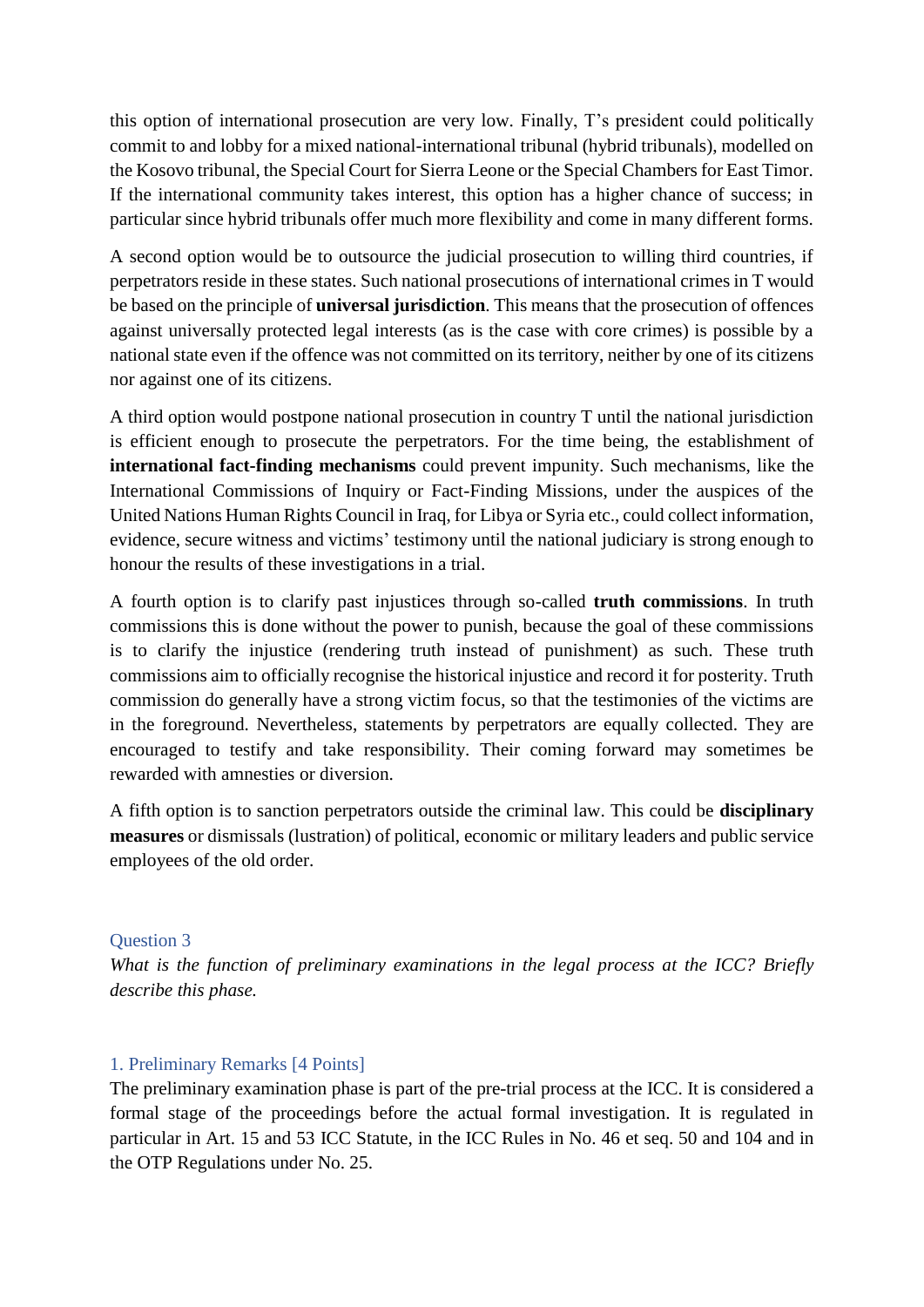this option of international prosecution are very low. Finally, T's president could politically commit to and lobby for a mixed national-international tribunal (hybrid tribunals), modelled on the Kosovo tribunal, the Special Court for Sierra Leone or the Special Chambers for East Timor. If the international community takes interest, this option has a higher chance of success; in particular since hybrid tribunals offer much more flexibility and come in many different forms.

A second option would be to outsource the judicial prosecution to willing third countries, if perpetrators reside in these states. Such national prosecutions of international crimes in T would be based on the principle of **universal jurisdiction**. This means that the prosecution of offences against universally protected legal interests (as is the case with core crimes) is possible by a national state even if the offence was not committed on its territory, neither by one of its citizens nor against one of its citizens.

A third option would postpone national prosecution in country T until the national jurisdiction is efficient enough to prosecute the perpetrators. For the time being, the establishment of **international fact-finding mechanisms** could prevent impunity. Such mechanisms, like the International Commissions of Inquiry or Fact-Finding Missions, under the auspices of the United Nations Human Rights Council in Iraq, for Libya or Syria etc., could collect information, evidence, secure witness and victims' testimony until the national judiciary is strong enough to honour the results of these investigations in a trial.

A fourth option is to clarify past injustices through so-called **truth commissions**. In truth commissions this is done without the power to punish, because the goal of these commissions is to clarify the injustice (rendering truth instead of punishment) as such. These truth commissions aim to officially recognise the historical injustice and record it for posterity. Truth commission do generally have a strong victim focus, so that the testimonies of the victims are in the foreground. Nevertheless, statements by perpetrators are equally collected. They are encouraged to testify and take responsibility. Their coming forward may sometimes be rewarded with amnesties or diversion.

A fifth option is to sanction perpetrators outside the criminal law. This could be **disciplinary measures** or dismissals (lustration) of political, economic or military leaders and public service employees of the old order.

## Question 3

*What is the function of preliminary examinations in the legal process at the ICC? Briefly describe this phase.*

### 1. Preliminary Remarks [4 Points]

The preliminary examination phase is part of the pre-trial process at the ICC. It is considered a formal stage of the proceedings before the actual formal investigation. It is regulated in particular in Art. 15 and 53 ICC Statute, in the ICC Rules in No. 46 et seq. 50 and 104 and in the OTP Regulations under No. 25.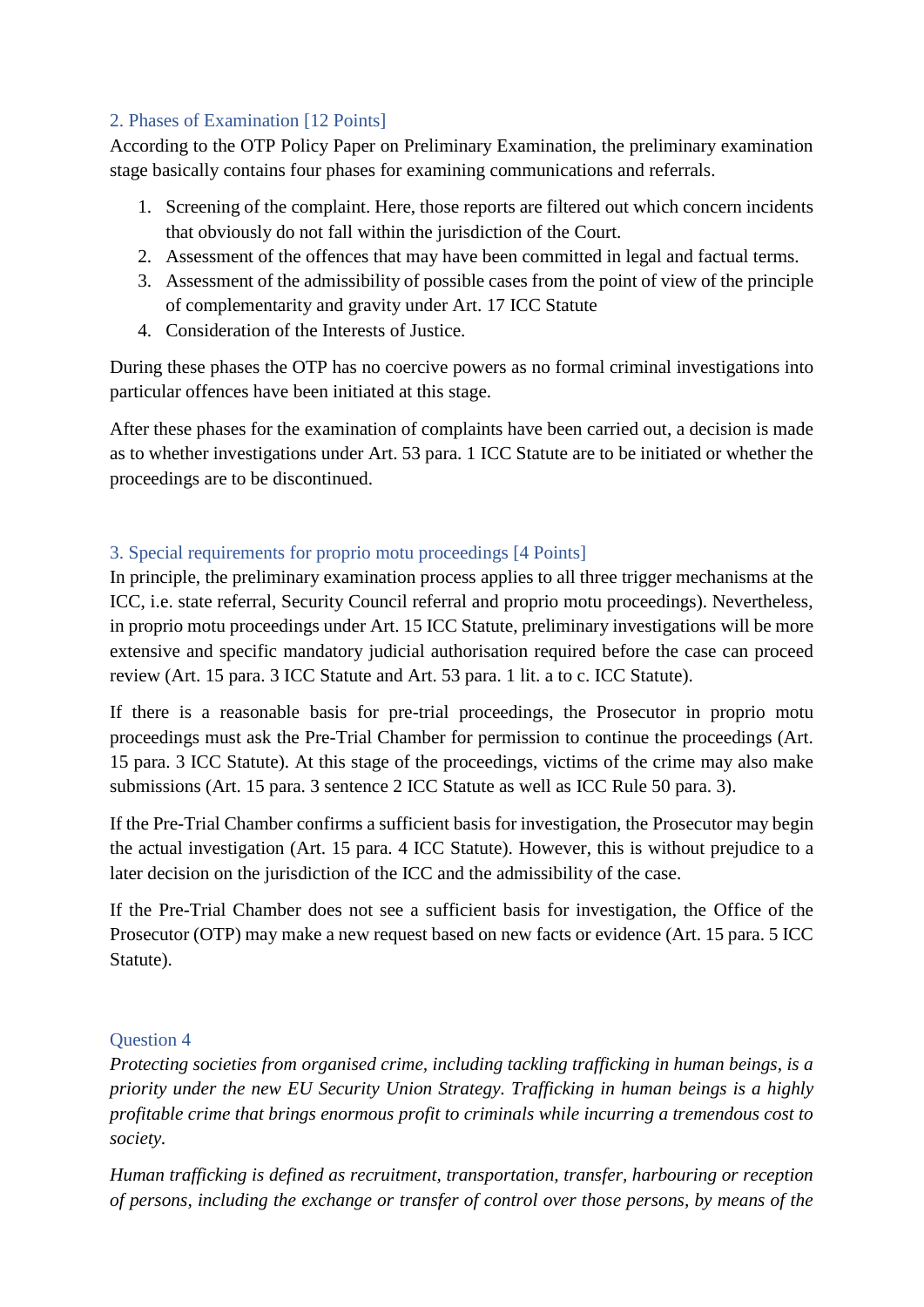## 2. Phases of Examination [12 Points]

According to the OTP Policy Paper on Preliminary Examination, the preliminary examination stage basically contains four phases for examining communications and referrals.

1. Screening of the complaint. Here, those reports are filtered out which concern incidents that obviously do not fall within the jurisdiction of the Court.
2. Assessment of the offences that may have been committed in legal and factual terms.
3. Assessment of the admissibility of possible cases from the point of view of the principle of complementarity and gravity under Art. 17 ICC Statute
4. Consideration of the Interests of Justice.

During these phases the OTP has no coercive powers as no formal criminal investigations into particular offences have been initiated at this stage.

After these phases for the examination of complaints have been carried out, a decision is made as to whether investigations under Art. 53 para. 1 ICC Statute are to be initiated or whether the proceedings are to be discontinued.

## 3. Special requirements for proprio motu proceedings [4 Points]

In principle, the preliminary examination process applies to all three trigger mechanisms at the ICC, i.e. state referral, Security Council referral and proprio motu proceedings). Nevertheless, in proprio motu proceedings under Art. 15 ICC Statute, preliminary investigations will be more extensive and specific mandatory judicial authorisation required before the case can proceed review (Art. 15 para. 3 ICC Statute and Art. 53 para. 1 lit. a to c. ICC Statute).

If there is a reasonable basis for pre-trial proceedings, the Prosecutor in proprio motu proceedings must ask the Pre-Trial Chamber for permission to continue the proceedings (Art. 15 para. 3 ICC Statute). At this stage of the proceedings, victims of the crime may also make submissions (Art. 15 para. 3 sentence 2 ICC Statute as well as ICC Rule 50 para. 3).

If the Pre-Trial Chamber confirms a sufficient basis for investigation, the Prosecutor may begin the actual investigation (Art. 15 para. 4 ICC Statute). However, this is without prejudice to a later decision on the jurisdiction of the ICC and the admissibility of the case.

If the Pre-Trial Chamber does not see a sufficient basis for investigation, the Office of the Prosecutor (OTP) may make a new request based on new facts or evidence (Art. 15 para. 5 ICC Statute).

## Question 4

*Protecting societies from organised crime, including tackling trafficking in human beings, is a priority under the new EU Security Union Strategy. Trafficking in human beings is a highly profitable crime that brings enormous profit to criminals while incurring a tremendous cost to society.*

*Human trafficking is defined as recruitment, transportation, transfer, harbouring or reception of persons, including the exchange or transfer of control over those persons, by means of the*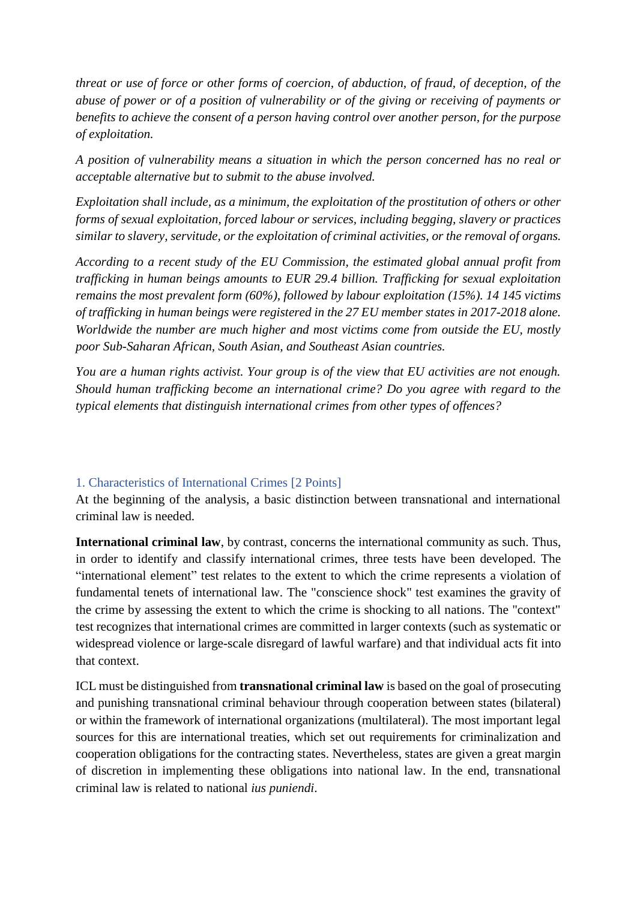*threat or use of force or other forms of coercion, of abduction, of fraud, of deception, of the abuse of power or of a position of vulnerability or of the giving or receiving of payments or benefits to achieve the consent of a person having control over another person, for the purpose of exploitation.*

*A position of vulnerability means a situation in which the person concerned has no real or acceptable alternative but to submit to the abuse involved.*

*Exploitation shall include, as a minimum, the exploitation of the prostitution of others or other forms of sexual exploitation, forced labour or services, including begging, slavery or practices similar to slavery, servitude, or the exploitation of criminal activities, or the removal of organs.*

*According to a recent study of the EU Commission, the estimated global annual profit from trafficking in human beings amounts to EUR 29.4 billion. Trafficking for sexual exploitation remains the most prevalent form (60%), followed by labour exploitation (15%). 14 145 victims of trafficking in human beings were registered in the 27 EU member states in 2017-2018 alone. Worldwide the number are much higher and most victims come from outside the EU, mostly poor Sub-Saharan African, South Asian, and Southeast Asian countries.*

*You are a human rights activist. Your group is of the view that EU activities are not enough. Should human trafficking become an international crime? Do you agree with regard to the typical elements that distinguish international crimes from other types of offences?*

## 1. Characteristics of International Crimes [2 Points]

At the beginning of the analysis, a basic distinction between transnational and international criminal law is needed.

**International criminal law**, by contrast, concerns the international community as such. Thus, in order to identify and classify international crimes, three tests have been developed. The "international element" test relates to the extent to which the crime represents a violation of fundamental tenets of international law. The "conscience shock" test examines the gravity of the crime by assessing the extent to which the crime is shocking to all nations. The "context" test recognizes that international crimes are committed in larger contexts (such as systematic or widespread violence or large-scale disregard of lawful warfare) and that individual acts fit into that context.

ICL must be distinguished from **transnational criminal law** is based on the goal of prosecuting and punishing transnational criminal behaviour through cooperation between states (bilateral) or within the framework of international organizations (multilateral). The most important legal sources for this are international treaties, which set out requirements for criminalization and cooperation obligations for the contracting states. Nevertheless, states are given a great margin of discretion in implementing these obligations into national law. In the end, transnational criminal law is related to national *ius puniendi*.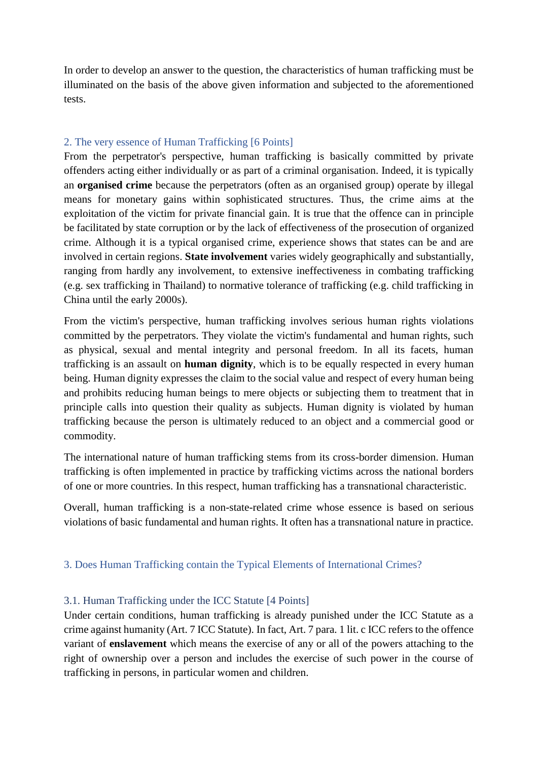In order to develop an answer to the question, the characteristics of human trafficking must be illuminated on the basis of the above given information and subjected to the aforementioned tests.

## 2. The very essence of Human Trafficking [6 Points]

From the perpetrator's perspective, human trafficking is basically committed by private offenders acting either individually or as part of a criminal organisation. Indeed, it is typically an **organised crime** because the perpetrators (often as an organised group) operate by illegal means for monetary gains within sophisticated structures. Thus, the crime aims at the exploitation of the victim for private financial gain. It is true that the offence can in principle be facilitated by state corruption or by the lack of effectiveness of the prosecution of organized crime. Although it is a typical organised crime, experience shows that states can be and are involved in certain regions. **State involvement** varies widely geographically and substantially, ranging from hardly any involvement, to extensive ineffectiveness in combating trafficking (e.g. sex trafficking in Thailand) to normative tolerance of trafficking (e.g. child trafficking in China until the early 2000s).

From the victim's perspective, human trafficking involves serious human rights violations committed by the perpetrators. They violate the victim's fundamental and human rights, such as physical, sexual and mental integrity and personal freedom. In all its facets, human trafficking is an assault on **human dignity**, which is to be equally respected in every human being. Human dignity expresses the claim to the social value and respect of every human being and prohibits reducing human beings to mere objects or subjecting them to treatment that in principle calls into question their quality as subjects. Human dignity is violated by human trafficking because the person is ultimately reduced to an object and a commercial good or commodity.

The international nature of human trafficking stems from its cross-border dimension. Human trafficking is often implemented in practice by trafficking victims across the national borders of one or more countries. In this respect, human trafficking has a transnational characteristic.

Overall, human trafficking is a non-state-related crime whose essence is based on serious violations of basic fundamental and human rights. It often has a transnational nature in practice.

## 3. Does Human Trafficking contain the Typical Elements of International Crimes?

### 3.1. Human Trafficking under the ICC Statute [4 Points]

Under certain conditions, human trafficking is already punished under the ICC Statute as a crime against humanity (Art. 7 ICC Statute). In fact, Art. 7 para. 1 lit. c ICC refers to the offence variant of **enslavement** which means the exercise of any or all of the powers attaching to the right of ownership over a person and includes the exercise of such power in the course of trafficking in persons, in particular women and children.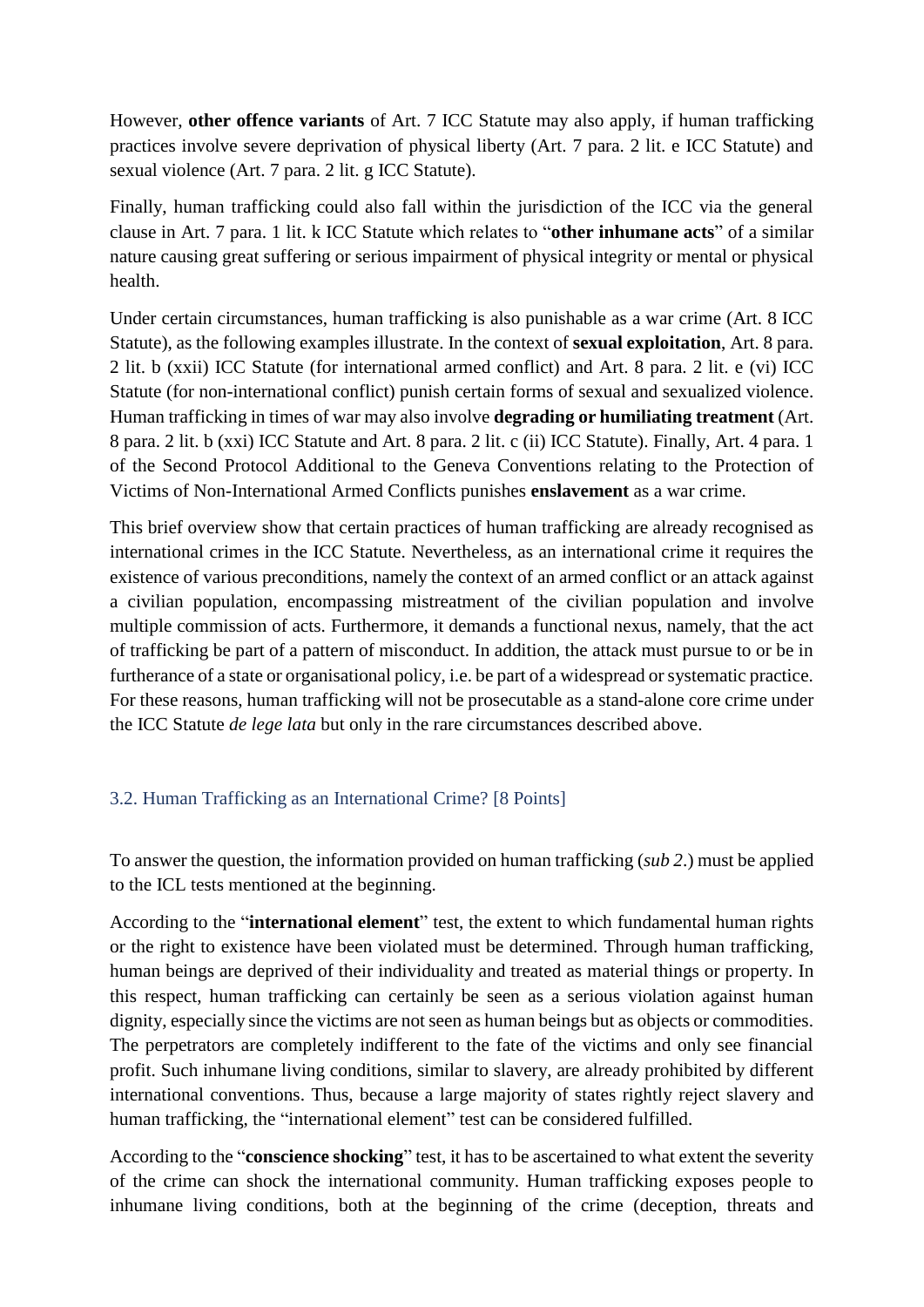However, **other offence variants** of Art. 7 ICC Statute may also apply, if human trafficking practices involve severe deprivation of physical liberty (Art. 7 para. 2 lit. e ICC Statute) and sexual violence (Art. 7 para. 2 lit. g ICC Statute).

Finally, human trafficking could also fall within the jurisdiction of the ICC via the general clause in Art. 7 para. 1 lit. k ICC Statute which relates to "**other inhumane acts**" of a similar nature causing great suffering or serious impairment of physical integrity or mental or physical health.

Under certain circumstances, human trafficking is also punishable as a war crime (Art. 8 ICC Statute), as the following examples illustrate. In the context of **sexual exploitation**, Art. 8 para. 2 lit. b (xxii) ICC Statute (for international armed conflict) and Art. 8 para. 2 lit. e (vi) ICC Statute (for non-international conflict) punish certain forms of sexual and sexualized violence. Human trafficking in times of war may also involve **degrading or humiliating treatment** (Art. 8 para. 2 lit. b (xxi) ICC Statute and Art. 8 para. 2 lit. c (ii) ICC Statute). Finally, Art. 4 para. 1 of the Second Protocol Additional to the Geneva Conventions relating to the Protection of Victims of Non-International Armed Conflicts punishes **enslavement** as a war crime.

This brief overview show that certain practices of human trafficking are already recognised as international crimes in the ICC Statute. Nevertheless, as an international crime it requires the existence of various preconditions, namely the context of an armed conflict or an attack against a civilian population, encompassing mistreatment of the civilian population and involve multiple commission of acts. Furthermore, it demands a functional nexus, namely, that the act of trafficking be part of a pattern of misconduct. In addition, the attack must pursue to or be in furtherance of a state or organisational policy, i.e. be part of a widespread or systematic practice. For these reasons, human trafficking will not be prosecutable as a stand-alone core crime under the ICC Statute *de lege lata* but only in the rare circumstances described above.

### 3.2. Human Trafficking as an International Crime? [8 Points]

To answer the question, the information provided on human trafficking (*sub 2.*) must be applied to the ICL tests mentioned at the beginning.

According to the "**international element**" test, the extent to which fundamental human rights or the right to existence have been violated must be determined. Through human trafficking, human beings are deprived of their individuality and treated as material things or property. In this respect, human trafficking can certainly be seen as a serious violation against human dignity, especially since the victims are not seen as human beings but as objects or commodities. The perpetrators are completely indifferent to the fate of the victims and only see financial profit. Such inhumane living conditions, similar to slavery, are already prohibited by different international conventions. Thus, because a large majority of states rightly reject slavery and human trafficking, the "international element" test can be considered fulfilled.

According to the "**conscience shocking**" test, it has to be ascertained to what extent the severity of the crime can shock the international community. Human trafficking exposes people to inhumane living conditions, both at the beginning of the crime (deception, threats and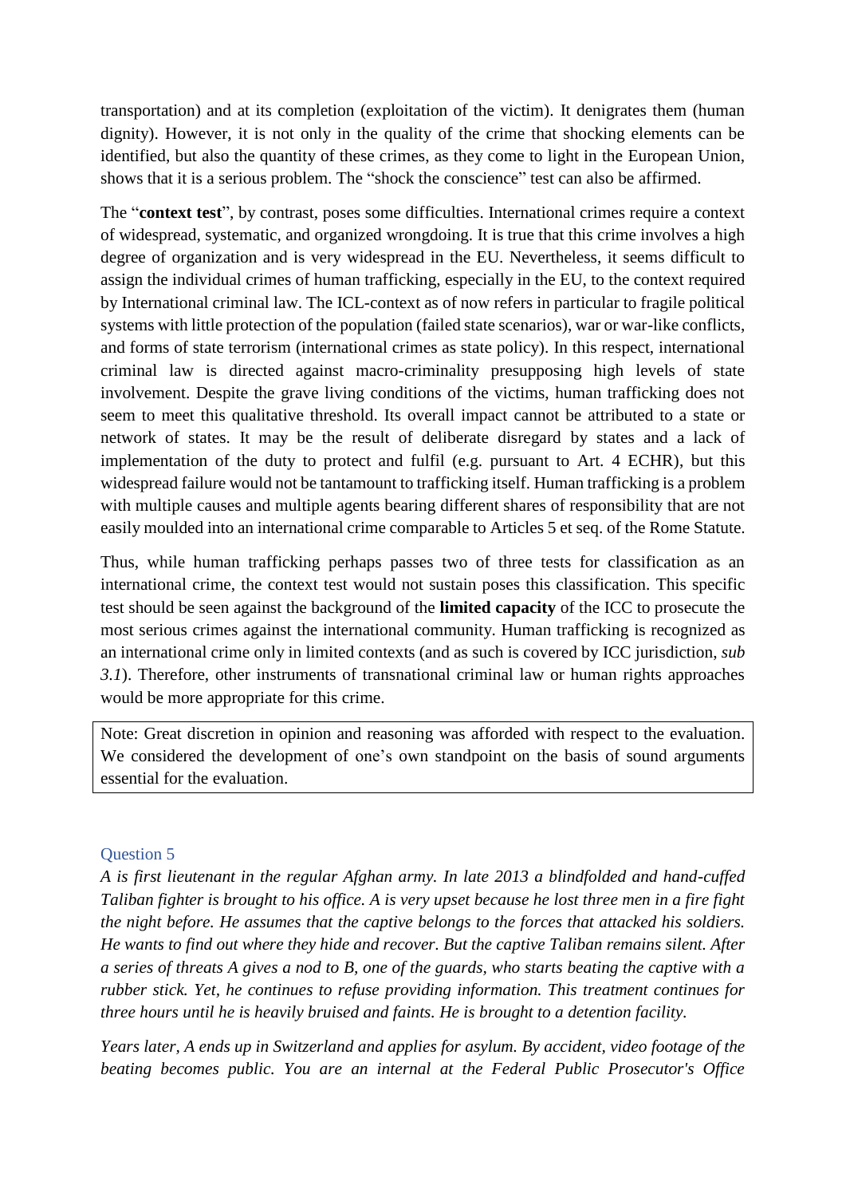transportation) and at its completion (exploitation of the victim). It denigrates them (human dignity). However, it is not only in the quality of the crime that shocking elements can be identified, but also the quantity of these crimes, as they come to light in the European Union, shows that it is a serious problem. The "shock the conscience" test can also be affirmed.

The "**context test**", by contrast, poses some difficulties. International crimes require a context of widespread, systematic, and organized wrongdoing. It is true that this crime involves a high degree of organization and is very widespread in the EU. Nevertheless, it seems difficult to assign the individual crimes of human trafficking, especially in the EU, to the context required by International criminal law. The ICL-context as of now refers in particular to fragile political systems with little protection of the population (failed state scenarios), war or war-like conflicts, and forms of state terrorism (international crimes as state policy). In this respect, international criminal law is directed against macro-criminality presupposing high levels of state involvement. Despite the grave living conditions of the victims, human trafficking does not seem to meet this qualitative threshold. Its overall impact cannot be attributed to a state or network of states. It may be the result of deliberate disregard by states and a lack of implementation of the duty to protect and fulfil (e.g. pursuant to Art. 4 ECHR), but this widespread failure would not be tantamount to trafficking itself. Human trafficking is a problem with multiple causes and multiple agents bearing different shares of responsibility that are not easily moulded into an international crime comparable to Articles 5 et seq. of the Rome Statute.

Thus, while human trafficking perhaps passes two of three tests for classification as an international crime, the context test would not sustain poses this classification. This specific test should be seen against the background of the **limited capacity** of the ICC to prosecute the most serious crimes against the international community. Human trafficking is recognized as an international crime only in limited contexts (and as such is covered by ICC jurisdiction, *sub 3.1*). Therefore, other instruments of transnational criminal law or human rights approaches would be more appropriate for this crime.

> Note: Great discretion in opinion and reasoning was afforded with respect to the evaluation. We considered the development of one's own standpoint on the basis of sound arguments essential for the evaluation.

### Question 5

*A is first lieutenant in the regular Afghan army. In late 2013 a blindfolded and hand-cuffed Taliban fighter is brought to his office. A is very upset because he lost three men in a fire fight the night before. He assumes that the captive belongs to the forces that attacked his soldiers. He wants to find out where they hide and recover. But the captive Taliban remains silent. After a series of threats A gives a nod to B, one of the guards, who starts beating the captive with a rubber stick. Yet, he continues to refuse providing information. This treatment continues for three hours until he is heavily bruised and faints. He is brought to a detention facility.*

*Years later, A ends up in Switzerland and applies for asylum. By accident, video footage of the beating becomes public. You are an internal at the Federal Public Prosecutor's Office*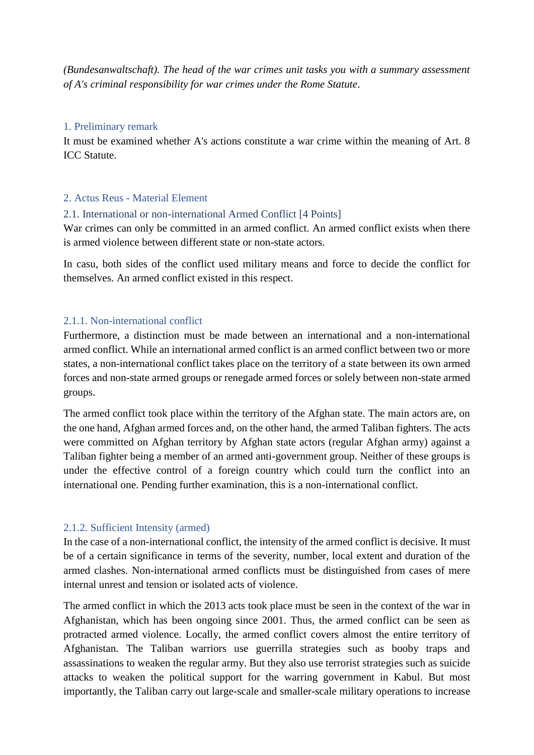*(Bundesanwaltschaft). The head of the war crimes unit tasks you with a summary assessment of A's criminal responsibility for war crimes under the Rome Statute*.

## 1. Preliminary remark

It must be examined whether A's actions constitute a war crime within the meaning of Art. 8 ICC Statute.

## 2. Actus Reus - Material Element

### 2.1. International or non-international Armed Conflict [4 Points]

War crimes can only be committed in an armed conflict. An armed conflict exists when there is armed violence between different state or non-state actors.

In casu, both sides of the conflict used military means and force to decide the conflict for themselves. An armed conflict existed in this respect.

#### 2.1.1. Non-international conflict

Furthermore, a distinction must be made between an international and a non-international armed conflict. While an international armed conflict is an armed conflict between two or more states, a non-international conflict takes place on the territory of a state between its own armed forces and non-state armed groups or renegade armed forces or solely between non-state armed groups.

The armed conflict took place within the territory of the Afghan state. The main actors are, on the one hand, Afghan armed forces and, on the other hand, the armed Taliban fighters. The acts were committed on Afghan territory by Afghan state actors (regular Afghan army) against a Taliban fighter being a member of an armed anti-government group. Neither of these groups is under the effective control of a foreign country which could turn the conflict into an international one. Pending further examination, this is a non-international conflict.

#### 2.1.2. Sufficient Intensity (armed)

In the case of a non-international conflict, the intensity of the armed conflict is decisive. It must be of a certain significance in terms of the severity, number, local extent and duration of the armed clashes. Non-international armed conflicts must be distinguished from cases of mere internal unrest and tension or isolated acts of violence.

The armed conflict in which the 2013 acts took place must be seen in the context of the war in Afghanistan, which has been ongoing since 2001. Thus, the armed conflict can be seen as protracted armed violence. Locally, the armed conflict covers almost the entire territory of Afghanistan. The Taliban warriors use guerrilla strategies such as booby traps and assassinations to weaken the regular army. But they also use terrorist strategies such as suicide attacks to weaken the political support for the warring government in Kabul. But most importantly, the Taliban carry out large-scale and smaller-scale military operations to increase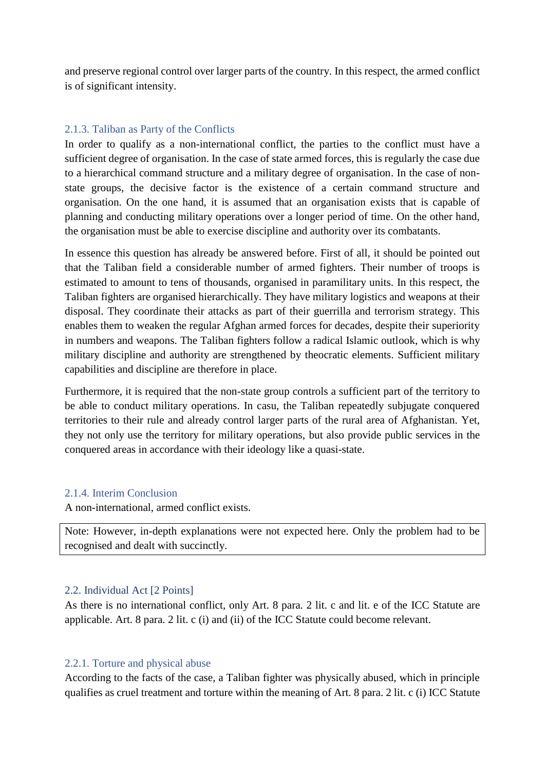and preserve regional control over larger parts of the country. In this respect, the armed conflict is of significant intensity.

### 2.1.3. Taliban as Party of the Conflicts

In order to qualify as a non-international conflict, the parties to the conflict must have a sufficient degree of organisation. In the case of state armed forces, this is regularly the case due to a hierarchical command structure and a military degree of organisation. In the case of non-state groups, the decisive factor is the existence of a certain command structure and organisation. On the one hand, it is assumed that an organisation exists that is capable of planning and conducting military operations over a longer period of time. On the other hand, the organisation must be able to exercise discipline and authority over its combatants.

In essence this question has already be answered before. First of all, it should be pointed out that the Taliban field a considerable number of armed fighters. Their number of troops is estimated to amount to tens of thousands, organised in paramilitary units. In this respect, the Taliban fighters are organised hierarchically. They have military logistics and weapons at their disposal. They coordinate their attacks as part of their guerrilla and terrorism strategy. This enables them to weaken the regular Afghan armed forces for decades, despite their superiority in numbers and weapons. The Taliban fighters follow a radical Islamic outlook, which is why military discipline and authority are strengthened by theocratic elements. Sufficient military capabilities and discipline are therefore in place.

Furthermore, it is required that the non-state group controls a sufficient part of the territory to be able to conduct military operations. In casu, the Taliban repeatedly subjugate conquered territories to their rule and already control larger parts of the rural area of Afghanistan. Yet, they not only use the territory for military operations, but also provide public services in the conquered areas in accordance with their ideology like a quasi-state.

### 2.1.4. Interim Conclusion

A non-international, armed conflict exists.

> Note: However, in-depth explanations were not expected here. Only the problem had to be recognised and dealt with succinctly.

## 2.2. Individual Act [2 Points]

As there is no international conflict, only Art. 8 para. 2 lit. c and lit. e of the ICC Statute are applicable. Art. 8 para. 2 lit. c (i) and (ii) of the ICC Statute could become relevant.

### 2.2.1. Torture and physical abuse

According to the facts of the case, a Taliban fighter was physically abused, which in principle qualifies as cruel treatment and torture within the meaning of Art. 8 para. 2 lit. c (i) ICC Statute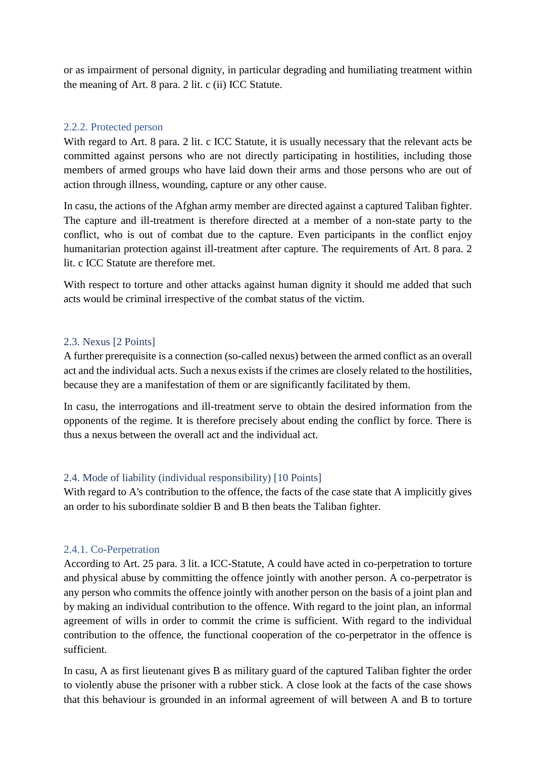or as impairment of personal dignity, in particular degrading and humiliating treatment within the meaning of Art. 8 para. 2 lit. c (ii) ICC Statute.

#### 2.2.2. Protected person

With regard to Art. 8 para. 2 lit. c ICC Statute, it is usually necessary that the relevant acts be committed against persons who are not directly participating in hostilities, including those members of armed groups who have laid down their arms and those persons who are out of action through illness, wounding, capture or any other cause.

In casu, the actions of the Afghan army member are directed against a captured Taliban fighter. The capture and ill-treatment is therefore directed at a member of a non-state party to the conflict, who is out of combat due to the capture. Even participants in the conflict enjoy humanitarian protection against ill-treatment after capture. The requirements of Art. 8 para. 2 lit. c ICC Statute are therefore met.

With respect to torture and other attacks against human dignity it should me added that such acts would be criminal irrespective of the combat status of the victim.

### 2.3. Nexus [2 Points]

A further prerequisite is a connection (so-called nexus) between the armed conflict as an overall act and the individual acts. Such a nexus exists if the crimes are closely related to the hostilities, because they are a manifestation of them or are significantly facilitated by them.

In casu, the interrogations and ill-treatment serve to obtain the desired information from the opponents of the regime. It is therefore precisely about ending the conflict by force. There is thus a nexus between the overall act and the individual act.

### 2.4. Mode of liability (individual responsibility) [10 Points]

With regard to A's contribution to the offence, the facts of the case state that A implicitly gives an order to his subordinate soldier B and B then beats the Taliban fighter.

#### 2.4.1. Co-Perpetration

According to Art. 25 para. 3 lit. a ICC-Statute, A could have acted in co-perpetration to torture and physical abuse by committing the offence jointly with another person. A co-perpetrator is any person who commits the offence jointly with another person on the basis of a joint plan and by making an individual contribution to the offence. With regard to the joint plan, an informal agreement of wills in order to commit the crime is sufficient. With regard to the individual contribution to the offence, the functional cooperation of the co-perpetrator in the offence is sufficient.

In casu, A as first lieutenant gives B as military guard of the captured Taliban fighter the order to violently abuse the prisoner with a rubber stick. A close look at the facts of the case shows that this behaviour is grounded in an informal agreement of will between A and B to torture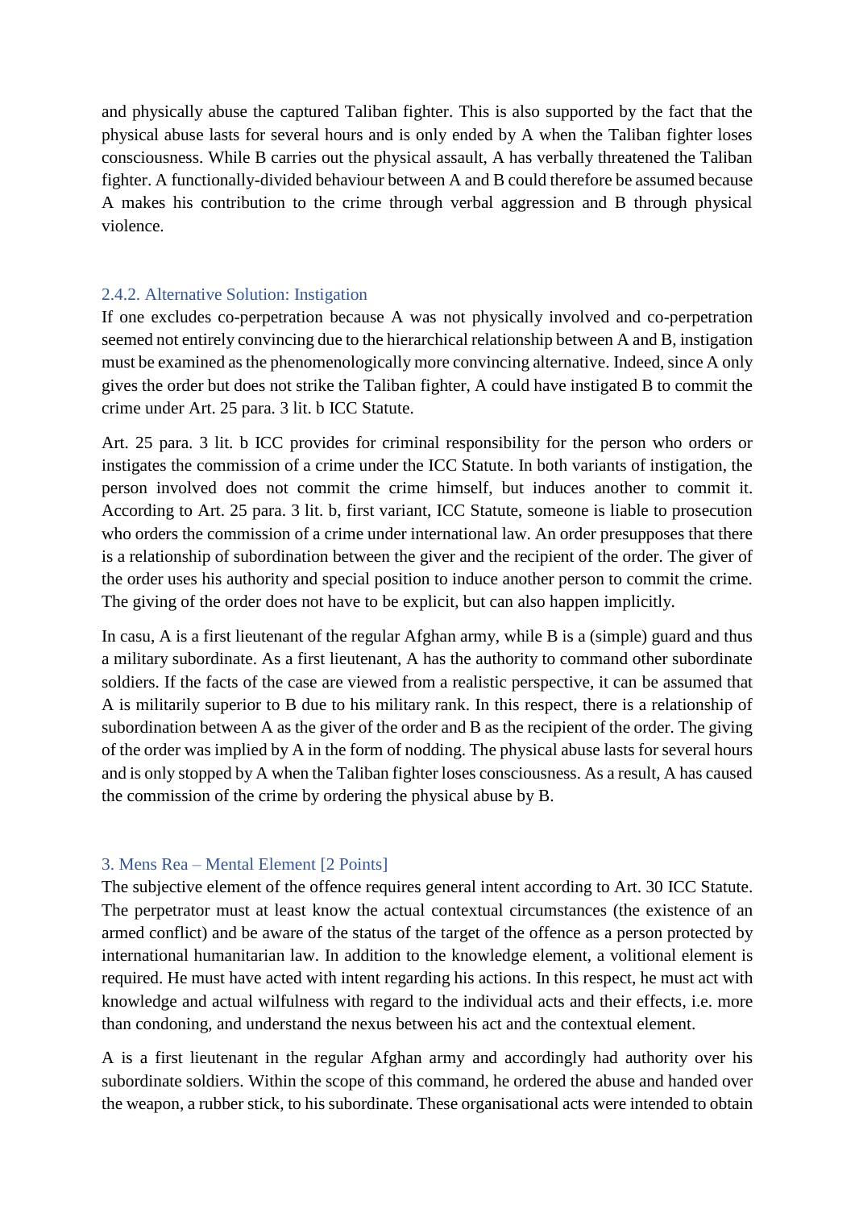and physically abuse the captured Taliban fighter. This is also supported by the fact that the physical abuse lasts for several hours and is only ended by A when the Taliban fighter loses consciousness. While B carries out the physical assault, A has verbally threatened the Taliban fighter. A functionally-divided behaviour between A and B could therefore be assumed because A makes his contribution to the crime through verbal aggression and B through physical violence.

### 2.4.2. Alternative Solution: Instigation

If one excludes co-perpetration because A was not physically involved and co-perpetration seemed not entirely convincing due to the hierarchical relationship between A and B, instigation must be examined as the phenomenologically more convincing alternative. Indeed, since A only gives the order but does not strike the Taliban fighter, A could have instigated B to commit the crime under Art. 25 para. 3 lit. b ICC Statute.

Art. 25 para. 3 lit. b ICC provides for criminal responsibility for the person who orders or instigates the commission of a crime under the ICC Statute. In both variants of instigation, the person involved does not commit the crime himself, but induces another to commit it. According to Art. 25 para. 3 lit. b, first variant, ICC Statute, someone is liable to prosecution who orders the commission of a crime under international law. An order presupposes that there is a relationship of subordination between the giver and the recipient of the order. The giver of the order uses his authority and special position to induce another person to commit the crime. The giving of the order does not have to be explicit, but can also happen implicitly.

In casu, A is a first lieutenant of the regular Afghan army, while B is a (simple) guard and thus a military subordinate. As a first lieutenant, A has the authority to command other subordinate soldiers. If the facts of the case are viewed from a realistic perspective, it can be assumed that A is militarily superior to B due to his military rank. In this respect, there is a relationship of subordination between A as the giver of the order and B as the recipient of the order. The giving of the order was implied by A in the form of nodding. The physical abuse lasts for several hours and is only stopped by A when the Taliban fighter loses consciousness. As a result, A has caused the commission of the crime by ordering the physical abuse by B.

## 3. Mens Rea – Mental Element [2 Points]

The subjective element of the offence requires general intent according to Art. 30 ICC Statute. The perpetrator must at least know the actual contextual circumstances (the existence of an armed conflict) and be aware of the status of the target of the offence as a person protected by international humanitarian law. In addition to the knowledge element, a volitional element is required. He must have acted with intent regarding his actions. In this respect, he must act with knowledge and actual wilfulness with regard to the individual acts and their effects, i.e. more than condoning, and understand the nexus between his act and the contextual element.

A is a first lieutenant in the regular Afghan army and accordingly had authority over his subordinate soldiers. Within the scope of this command, he ordered the abuse and handed over the weapon, a rubber stick, to his subordinate. These organisational acts were intended to obtain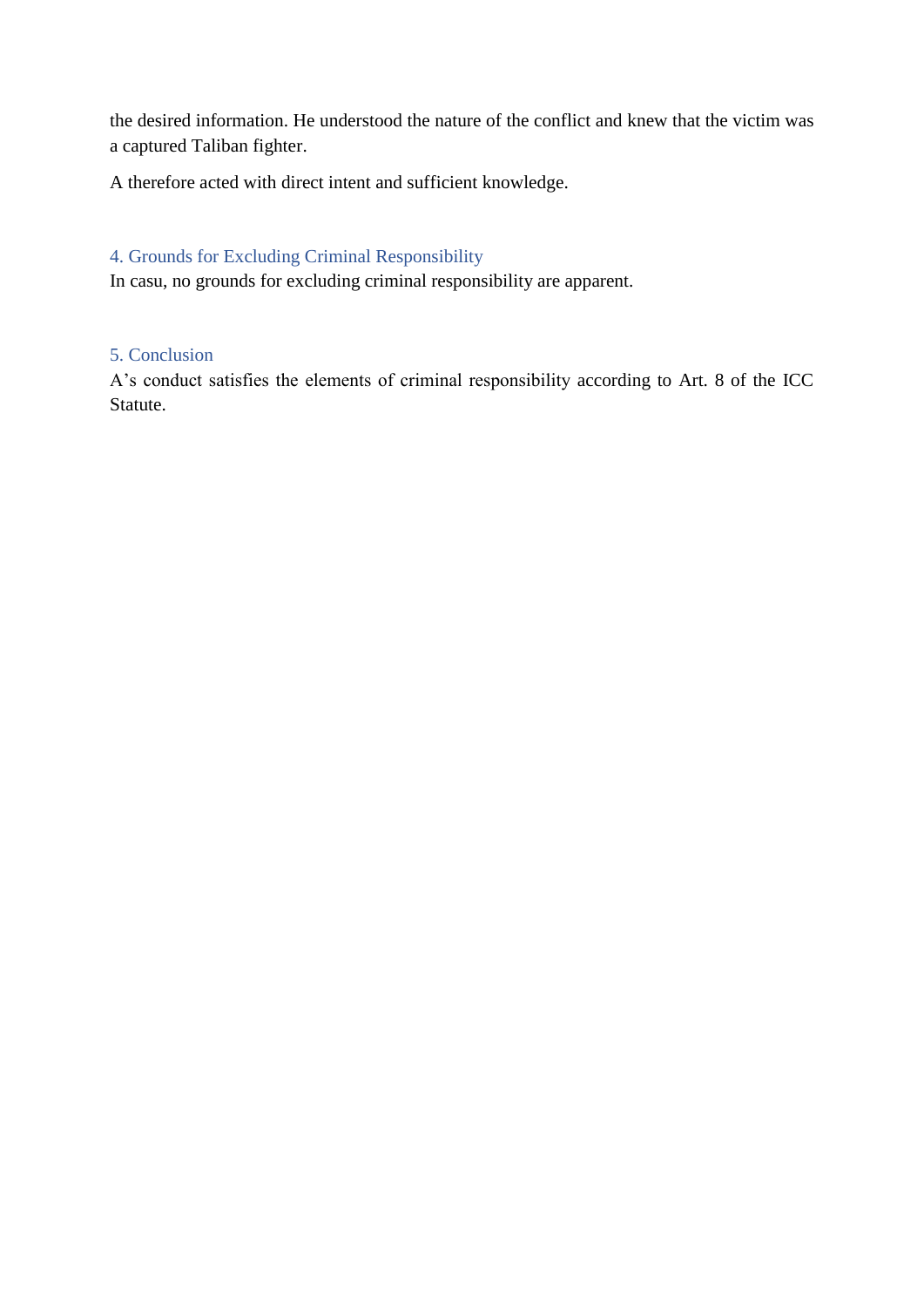the desired information. He understood the nature of the conflict and knew that the victim was a captured Taliban fighter.

A therefore acted with direct intent and sufficient knowledge.

### 4. Grounds for Excluding Criminal Responsibility

In casu, no grounds for excluding criminal responsibility are apparent.

### 5. Conclusion

A's conduct satisfies the elements of criminal responsibility according to Art. 8 of the ICC Statute.